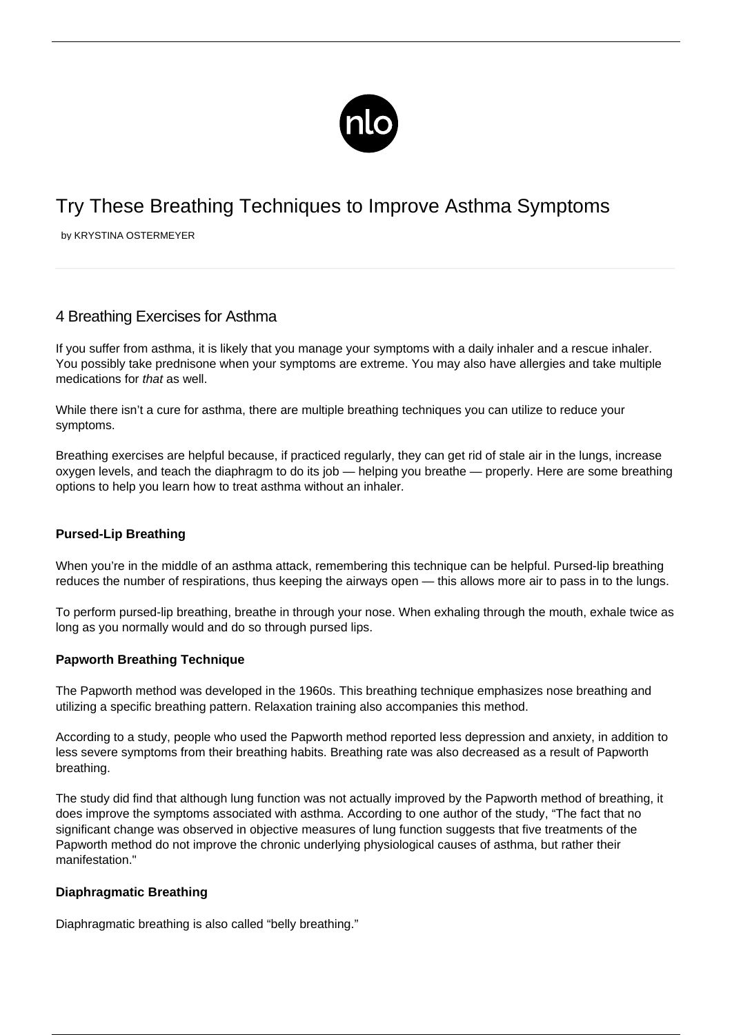# Try These Breathing Techniques to Improve Asthma Symptoms

by KRYSTINA OSTERMEYER

## 4 Breathing Exercises for Asthma

If you suffer from asthma, it is likely that you manage your symptoms with a daily inhaler and a rescue inhaler. You possibly take prednisone when your symptoms are extreme. You may also have allergies and take multiple medications for *that* as well.

While there isn't a cure for asthma, there are multiple breathing techniques you can utilize to reduce your symptoms.

Breathing exercises are helpful because, if practiced regularly, they can get rid of stale air in the lungs, increase oxygen levels, and teach the diaphragm to do its job — helping you breathe — properly. Here are some breathing options to help you learn how to treat asthma without an inhaler.

### Pursed-Lip Breathing

When you're in the middle of an asthma attack, remembering this technique can be helpful. Pursed-lip breathing reduces the number of respirations, thus keeping the airways open — this allows more air to pass in to the lungs.

To perform pursed-lip breathing, breathe in through your nose. When exhaling through the mouth, exhale twice as long as you normally would and do so through pursed lips.

### Papworth Breathing Technique

The Papworth method was developed in the 1960s. This breathing technique emphasizes nose breathing and utilizing a specific breathing pattern. Relaxation training also accompanies this method.

According to a study, people who used the Papworth method reported less depression and anxiety, in addition to less severe symptoms from their breathing habits. Breathing rate was also decreased as a result of Papworth breathing.

The study did find that although lung function was not actually improved by the Papworth method of breathing, it does improve the symptoms associated with asthma. According to one author of the study, "The fact that no significant change was observed in objective measures of lung function suggests that five treatments of the Papworth method do not improve the chronic underlying physiological causes of asthma, but rather their manifestation."

### Diaphragmatic Breathing

Diaphragmatic breathing is also called "belly breathing."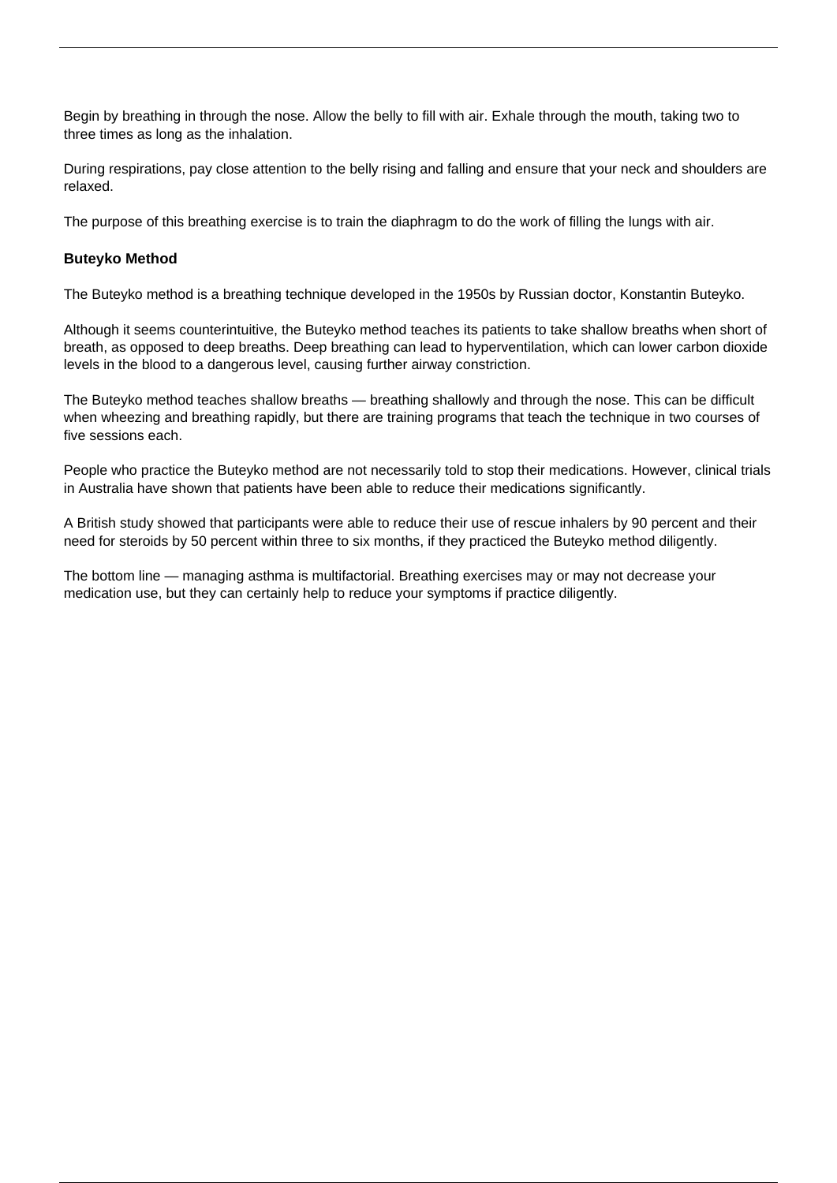Begin by breathing in through the nose. Allow the belly to fill with air. Exhale through the mouth, taking two to three times as long as the inhalation.

During respirations, pay close attention to the belly rising and falling and ensure that your neck and shoulders are relaxed.

The purpose of this breathing exercise is to train the diaphragm to do the work of filling the lungs with air.

**Buteyko Method**

The Buteyko method is a breathing technique developed in the 1950s by Russian doctor, Konstantin Buteyko.

Although it seems counterintuitive, the Buteyko method teaches its patients to take shallow breaths when short of breath, as opposed to deep breaths. Deep breathing can lead to hyperventilation, which can lower carbon dioxide levels in the blood to a dangerous level, causing further airway constriction.

The Buteyko method teaches shallow breaths — breathing shallowly and through the nose. This can be difficult when wheezing and breathing rapidly, but there are training programs that teach the technique in two courses of five sessions each.

People who practice the Buteyko method are not necessarily told to stop their medications. However, clinical trials in Australia have shown that patients have been able to reduce their medications significantly.

A British study showed that participants were able to reduce their use of rescue inhalers by 90 percent and their need for steroids by 50 percent within three to six months, if they practiced the Buteyko method diligently.

The bottom line — managing asthma is multifactorial. Breathing exercises may or may not decrease your medication use, but they can certainly help to reduce your symptoms if practice diligently.